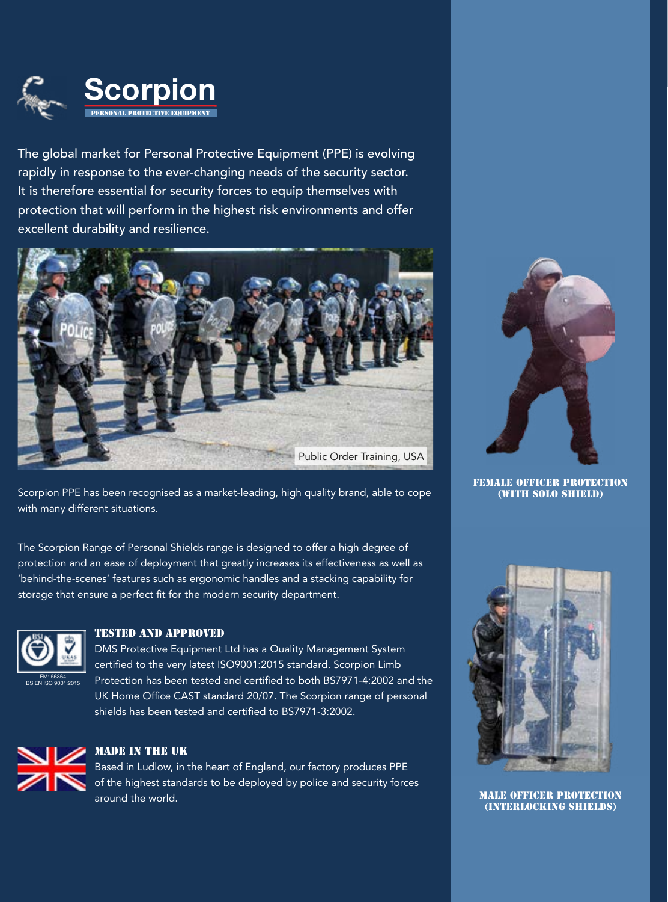# Scorpion

PERSONAL PROTECTIVE EQUIPMENT

The global market for Personal Protective Equipment (PPE) is evolving rapidly in response to the ever-changing needs of the security sector. It is therefore essential for security forces to equip themselves with protection that will perform in the highest risk environments and offer excellent durability and resilience.

Public Order Training, USA

Scorpion PPE has been recognised as a market-leading, high quality brand, able to cope with many different situations.

The Scorpion Range of Personal Shields range is designed to offer a high degree of protection and an ease of deployment that greatly increases its effectiveness as well as 'behind-the-scenes' features such as ergonomic handles and a stacking capability for storage that ensure a perfect fit for the modern security department.

FM: 56364
BS EN ISO 9001:2015

## TESTED AND APPROVED

DMS Protective Equipment Ltd has a Quality Management System certified to the very latest ISO9001:2015 standard. Scorpion Limb Protection has been tested and certified to both BS7971-4:2002 and the UK Home Office CAST standard 20/07. The Scorpion range of personal shields has been tested and certified to BS7971-3:2002.

## MADE IN THE UK

Based in Ludlow, in the heart of England, our factory produces PPE of the highest standards to be deployed by police and security forces around the world.

FEMALE OFFICER PROTECTION (WITH SOLO SHIELD)

MALE OFFICER PROTECTION (INTERLOCKING SHIELDS)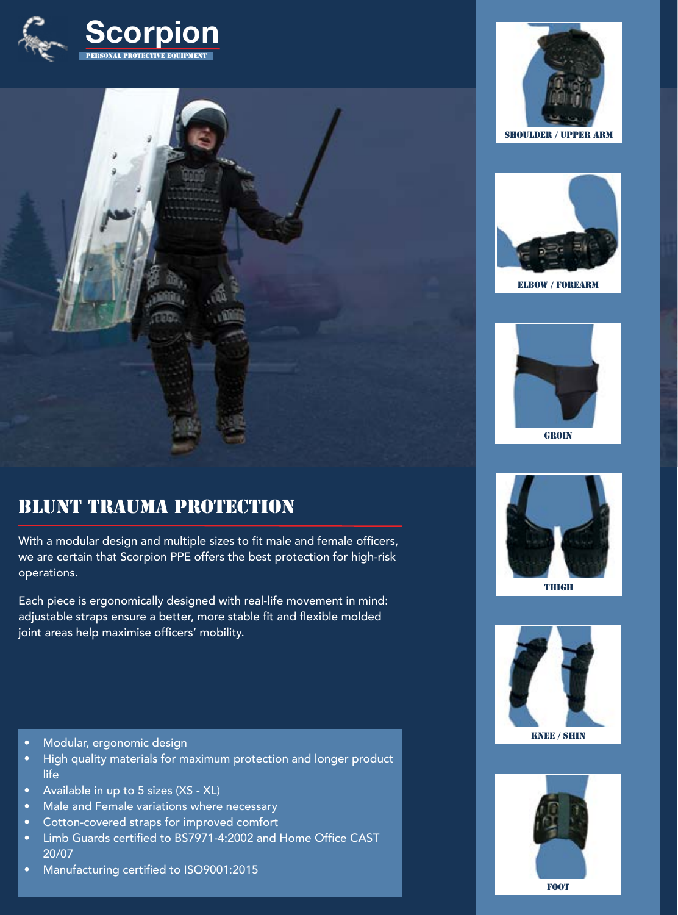Scorpion

PERSONAL PROTECTIVE EQUIPMENT

## BLUNT TRAUMA PROTECTION

With a modular design and multiple sizes to fit male and female officers, we are certain that Scorpion PPE offers the best protection for high-risk operations.

Each piece is ergonomically designed with real-life movement in mind: adjustable straps ensure a better, more stable fit and flexible molded joint areas help maximise officers' mobility.

- Modular, ergonomic design
- High quality materials for maximum protection and longer product life
- Available in up to 5 sizes (XS - XL)
- Male and Female variations where necessary
- Cotton-covered straps for improved comfort
- Limb Guards certified to BS7971-4:2002 and Home Office CAST 20/07
- Manufacturing certified to ISO9001:2015

SHOULDER / UPPER ARM

ELBOW / FOREARM

GROIN

THIGH

KNEE / SHIN

FOOT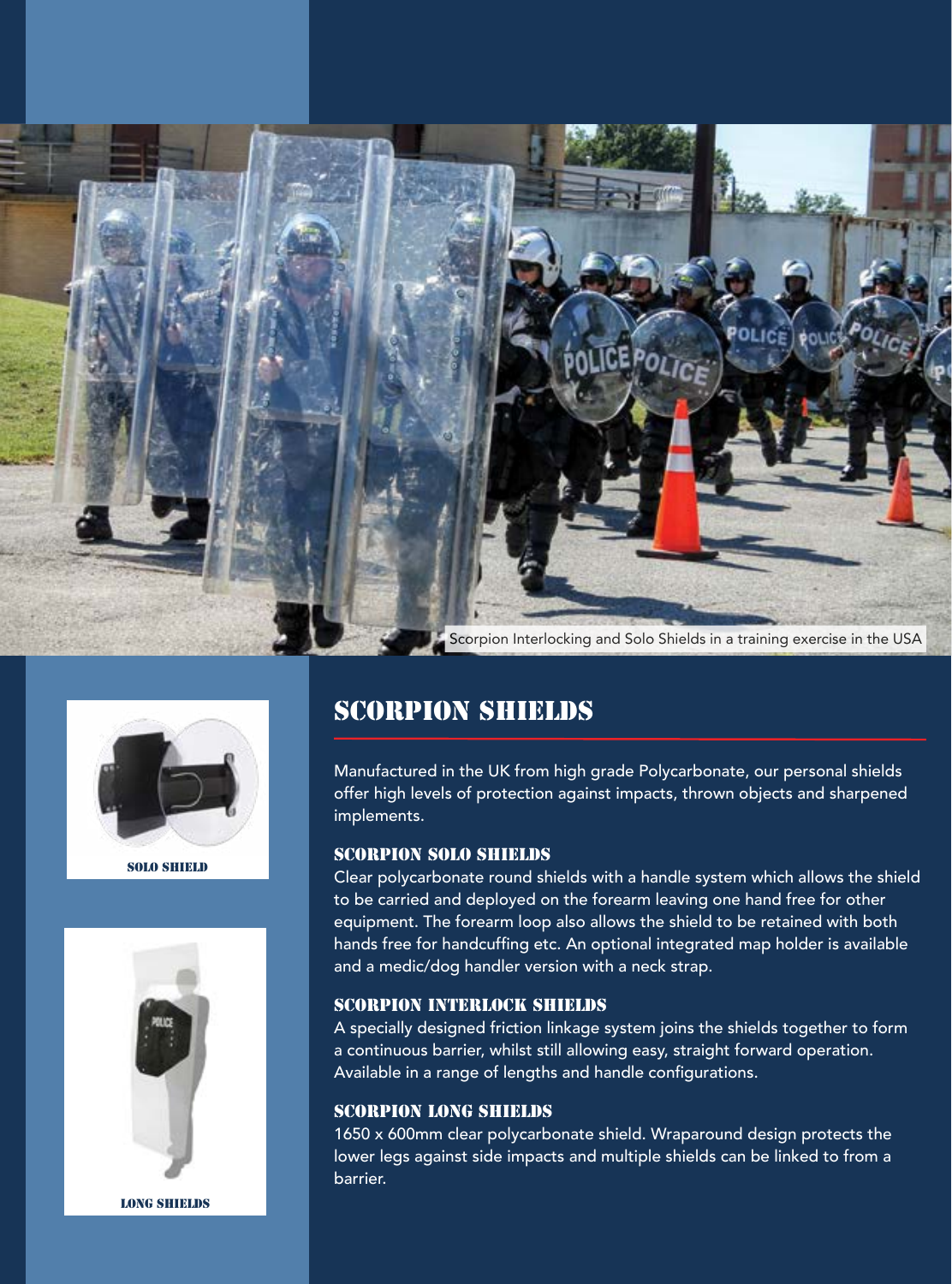Scorpion Interlocking and Solo Shields in a training exercise in the USA

SOLO SHIELD

LONG SHIELDS

# SCORPION SHIELDS

Manufactured in the UK from high grade Polycarbonate, our personal shields offer high levels of protection against impacts, thrown objects and sharpened implements.

## SCORPION SOLO SHIELDS

Clear polycarbonate round shields with a handle system which allows the shield to be carried and deployed on the forearm leaving one hand free for other equipment. The forearm loop also allows the shield to be retained with both hands free for handcuffing etc. An optional integrated map holder is available and a medic/dog handler version with a neck strap.

## SCORPION INTERLOCK SHIELDS

A specially designed friction linkage system joins the shields together to form a continuous barrier, whilst still allowing easy, straight forward operation. Available in a range of lengths and handle configurations.

## SCORPION LONG SHIELDS

1650 x 600mm clear polycarbonate shield. Wraparound design protects the lower legs against side impacts and multiple shields can be linked to from a barrier.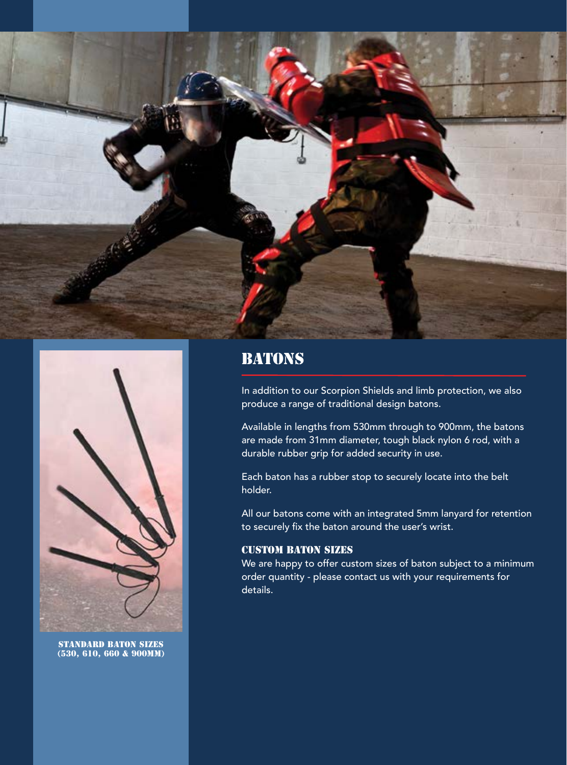STANDARD BATON SIZES (530, 610, 660 & 900MM)

# BATONS

In addition to our Scorpion Shields and limb protection, we also produce a range of traditional design batons.

Available in lengths from 530mm through to 900mm, the batons are made from 31mm diameter, tough black nylon 6 rod, with a durable rubber grip for added security in use.

Each baton has a rubber stop to securely locate into the belt holder.

All our batons come with an integrated 5mm lanyard for retention to securely fix the baton around the user's wrist.

### CUSTOM BATON SIZES

We are happy to offer custom sizes of baton subject to a minimum order quantity - please contact us with your requirements for details.